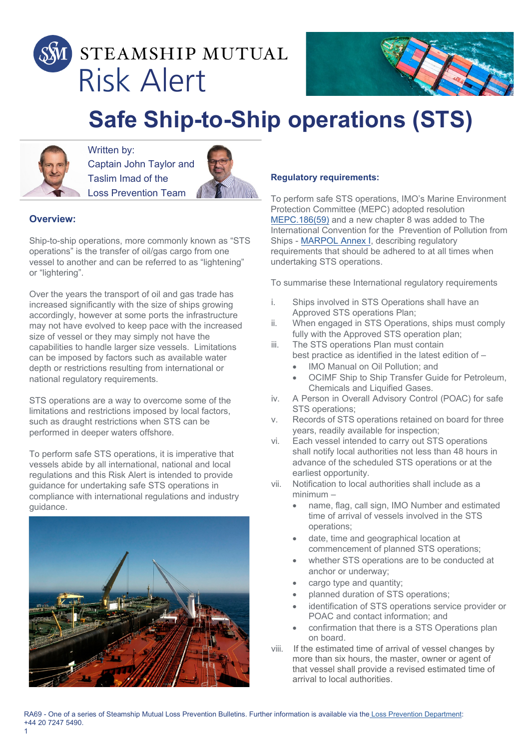STEAMSHIP MUTUAL

Risk Alert

# Safe Ship-to-Ship operations (STS)

Written by:
Captain John Taylor and Taslim Imad of the Loss Prevention Team

## Overview:

Ship-to-ship operations, more commonly known as "STS operations" is the transfer of oil/gas cargo from one vessel to another and can be referred to as "lightening" or "lightering".

Over the years the transport of oil and gas trade has increased significantly with the size of ships growing accordingly, however at some ports the infrastructure may not have evolved to keep pace with the increased size of vessel or they may simply not have the capabilities to handle larger size vessels. Limitations can be imposed by factors such as available water depth or restrictions resulting from international or national regulatory requirements.

STS operations are a way to overcome some of the limitations and restrictions imposed by local factors, such as draught restrictions when STS can be performed in deeper waters offshore.

To perform safe STS operations, it is imperative that vessels abide by all international, national and local regulations and this Risk Alert is intended to provide guidance for undertaking safe STS operations in compliance with international regulations and industry guidance.

## Regulatory requirements:

To perform safe STS operations, IMO's Marine Environment Protection Committee (MEPC) adopted resolution MEPC.186(59) and a new chapter 8 was added to The International Convention for the Prevention of Pollution from Ships - MARPOL Annex I, describing regulatory requirements that should be adhered to at all times when undertaking STS operations.

To summarise these International regulatory requirements

i. Ships involved in STS Operations shall have an Approved STS operations Plan;
ii. When engaged in STS Operations, ships must comply fully with the Approved STS operation plan;
iii. The STS operations Plan must contain best practice as identified in the latest edition of –
   - IMO Manual on Oil Pollution; and
   - OCIMF Ship to Ship Transfer Guide for Petroleum, Chemicals and Liquified Gases.
iv. A Person in Overall Advisory Control (POAC) for safe STS operations;
v. Records of STS operations retained on board for three years, readily available for inspection;
vi. Each vessel intended to carry out STS operations shall notify local authorities not less than 48 hours in advance of the scheduled STS operations or at the earliest opportunity.
vii. Notification to local authorities shall include as a minimum –
   - name, flag, call sign, IMO Number and estimated time of arrival of vessels involved in the STS operations;
   - date, time and geographical location at commencement of planned STS operations;
   - whether STS operations are to be conducted at anchor or underway;
   - cargo type and quantity;
   - planned duration of STS operations;
   - identification of STS operations service provider or POAC and contact information; and
   - confirmation that there is a STS Operations plan on board.
viii. If the estimated time of arrival of vessel changes by more than six hours, the master, owner or agent of that vessel shall provide a revised estimated time of arrival to local authorities.

RA69 - One of a series of Steamship Mutual Loss Prevention Bulletins. Further information is available via the Loss Prevention Department: +44 20 7247 5490.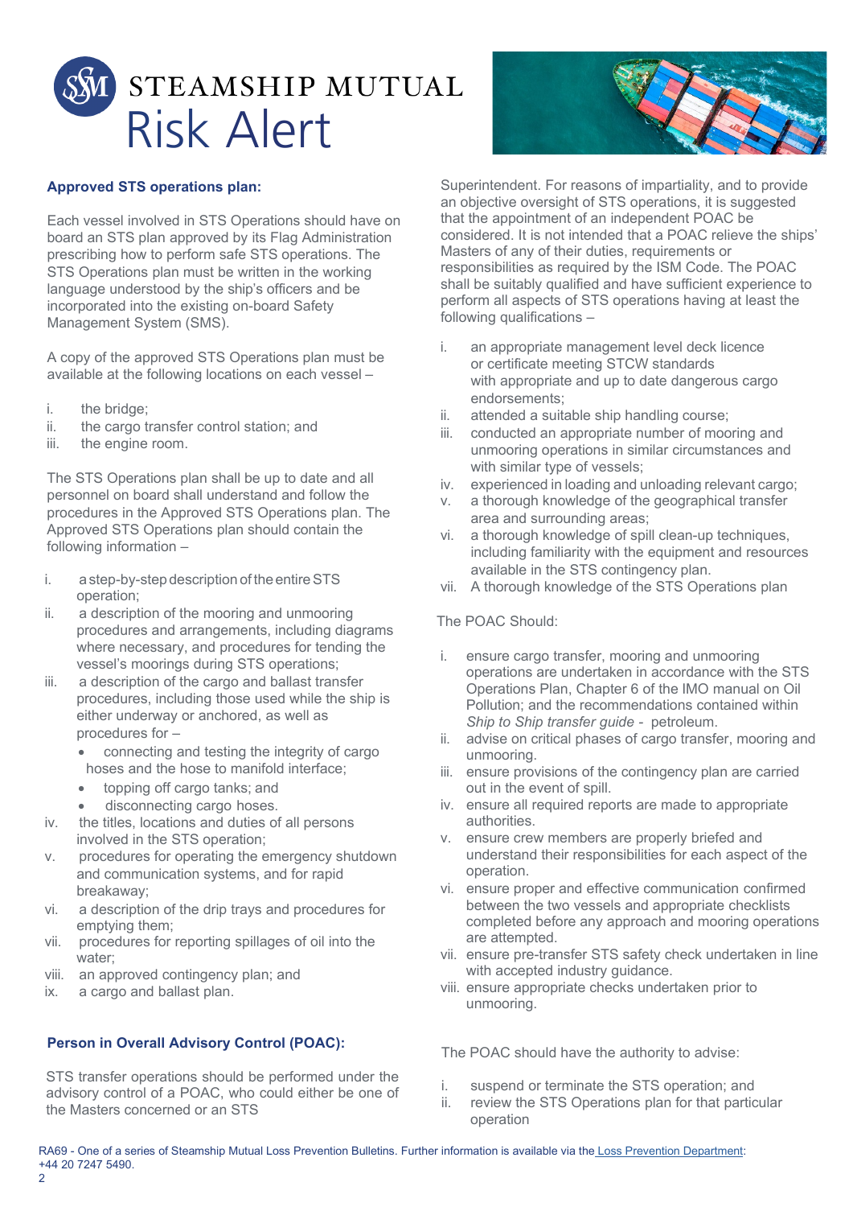## Approved STS operations plan:

Each vessel involved in STS Operations should have on board an STS plan approved by its Flag Administration prescribing how to perform safe STS operations. The STS Operations plan must be written in the working language understood by the ship's officers and be incorporated into the existing on-board Safety Management System (SMS).

A copy of the approved STS Operations plan must be available at the following locations on each vessel –

- i. the bridge;
- ii. the cargo transfer control station; and
- iii. the engine room.

The STS Operations plan shall be up to date and all personnel on board shall understand and follow the procedures in the Approved STS Operations plan. The Approved STS Operations plan should contain the following information –

- i. a step-by-step description of the entire STS operation;
- ii. a description of the mooring and unmooring procedures and arrangements, including diagrams where necessary, and procedures for tending the vessel's moorings during STS operations;
- iii. a description of the cargo and ballast transfer procedures, including those used while the ship is either underway or anchored, as well as procedures for –
  - connecting and testing the integrity of cargo hoses and the hose to manifold interface;
  - topping off cargo tanks; and
  - disconnecting cargo hoses.
- iv. the titles, locations and duties of all persons involved in the STS operation;
- v. procedures for operating the emergency shutdown and communication systems, and for rapid breakaway;
- vi. a description of the drip trays and procedures for emptying them;
- vii. procedures for reporting spillages of oil into the water;
- viii. an approved contingency plan; and
- ix. a cargo and ballast plan.

## Person in Overall Advisory Control (POAC):

STS transfer operations should be performed under the advisory control of a POAC, who could either be one of the Masters concerned or an STS Superintendent. For reasons of impartiality, and to provide an objective oversight of STS operations, it is suggested that the appointment of an independent POAC be considered. It is not intended that a POAC relieve the ships' Masters of any of their duties, requirements or responsibilities as required by the ISM Code. The POAC shall be suitably qualified and have sufficient experience to perform all aspects of STS operations having at least the following qualifications –

- i. an appropriate management level deck licence or certificate meeting STCW standards with appropriate and up to date dangerous cargo endorsements;
- ii. attended a suitable ship handling course;
- iii. conducted an appropriate number of mooring and unmooring operations in similar circumstances and with similar type of vessels;
- iv. experienced in loading and unloading relevant cargo;
- v. a thorough knowledge of the geographical transfer area and surrounding areas;
- vi. a thorough knowledge of spill clean-up techniques, including familiarity with the equipment and resources available in the STS contingency plan.
- vii. A thorough knowledge of the STS Operations plan

The POAC Should:

- i. ensure cargo transfer, mooring and unmooring operations are undertaken in accordance with the STS Operations Plan, Chapter 6 of the IMO manual on Oil Pollution; and the recommendations contained within *Ship to Ship transfer guide* - petroleum.
- ii. advise on critical phases of cargo transfer, mooring and unmooring.
- iii. ensure provisions of the contingency plan are carried out in the event of spill.
- iv. ensure all required reports are made to appropriate authorities.
- v. ensure crew members are properly briefed and understand their responsibilities for each aspect of the operation.
- vi. ensure proper and effective communication confirmed between the two vessels and appropriate checklists completed before any approach and mooring operations are attempted.
- vii. ensure pre-transfer STS safety check undertaken in line with accepted industry guidance.
- viii. ensure appropriate checks undertaken prior to unmooring.

The POAC should have the authority to advise:

- i. suspend or terminate the STS operation; and
- ii. review the STS Operations plan for that particular operation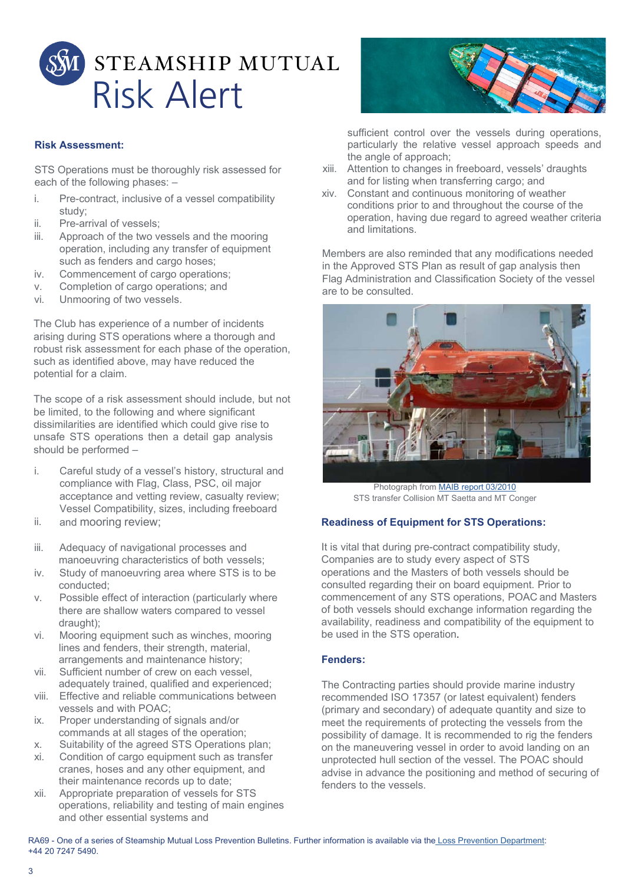## Risk Assessment:

STS Operations must be thoroughly risk assessed for each of the following phases: –

- i. Pre-contract, inclusive of a vessel compatibility study;
- ii. Pre-arrival of vessels;
- iii. Approach of the two vessels and the mooring operation, including any transfer of equipment such as fenders and cargo hoses;
- iv. Commencement of cargo operations;
- v. Completion of cargo operations; and
- vi. Unmooring of two vessels.

The Club has experience of a number of incidents arising during STS operations where a thorough and robust risk assessment for each phase of the operation, such as identified above, may have reduced the potential for a claim.

The scope of a risk assessment should include, but not be limited, to the following and where significant dissimilarities are identified which could give rise to unsafe STS operations then a detail gap analysis should be performed –

- i. Careful study of a vessel's history, structural and compliance with Flag, Class, PSC, oil major acceptance and vetting review, casualty review;
- ii. Vessel Compatibility, sizes, including freeboard and mooring review;
- iii. Adequacy of navigational processes and manoeuvring characteristics of both vessels;
- iv. Study of manoeuvring area where STS is to be conducted;
- v. Possible effect of interaction (particularly where there are shallow waters compared to vessel draught);
- vi. Mooring equipment such as winches, mooring lines and fenders, their strength, material, arrangements and maintenance history;
- vii. Sufficient number of crew on each vessel, adequately trained, qualified and experienced;
- viii. Effective and reliable communications between vessels and with POAC;
- ix. Proper understanding of signals and/or commands at all stages of the operation;
- x. Suitability of the agreed STS Operations plan;
- xi. Condition of cargo equipment such as transfer cranes, hoses and any other equipment, and their maintenance records up to date;
- xii. Appropriate preparation of vessels for STS operations, reliability and testing of main engines and other essential systems and sufficient control over the vessels during operations, particularly the relative vessel approach speeds and the angle of approach;
- xiii. Attention to changes in freeboard, vessels' draughts and for listing when transferring cargo; and
- xiv. Constant and continuous monitoring of weather conditions prior to and throughout the course of the operation, having due regard to agreed weather criteria and limitations.

Members are also reminded that any modifications needed in the Approved STS Plan as result of gap analysis then Flag Administration and Classification Society of the vessel are to be consulted.

Photograph from MAIB report 03/2010
STS transfer Collision MT Saetta and MT Conger

## Readiness of Equipment for STS Operations:

It is vital that during pre-contract compatibility study, Companies are to study every aspect of STS operations and the Masters of both vessels should be consulted regarding their on board equipment. Prior to commencement of any STS operations, POAC and Masters of both vessels should exchange information regarding the availability, readiness and compatibility of the equipment to be used in the STS operation.

## Fenders:

The Contracting parties should provide marine industry recommended ISO 17357 (or latest equivalent) fenders (primary and secondary) of adequate quantity and size to meet the requirements of protecting the vessels from the possibility of damage. It is recommended to rig the fenders on the maneuvering vessel in order to avoid landing on an unprotected hull section of the vessel. The POAC should advise in advance the positioning and method of securing of fenders to the vessels.

RA69 - One of a series of Steamship Mutual Loss Prevention Bulletins. Further information is available via the Loss Prevention Department: +44 20 7247 5490.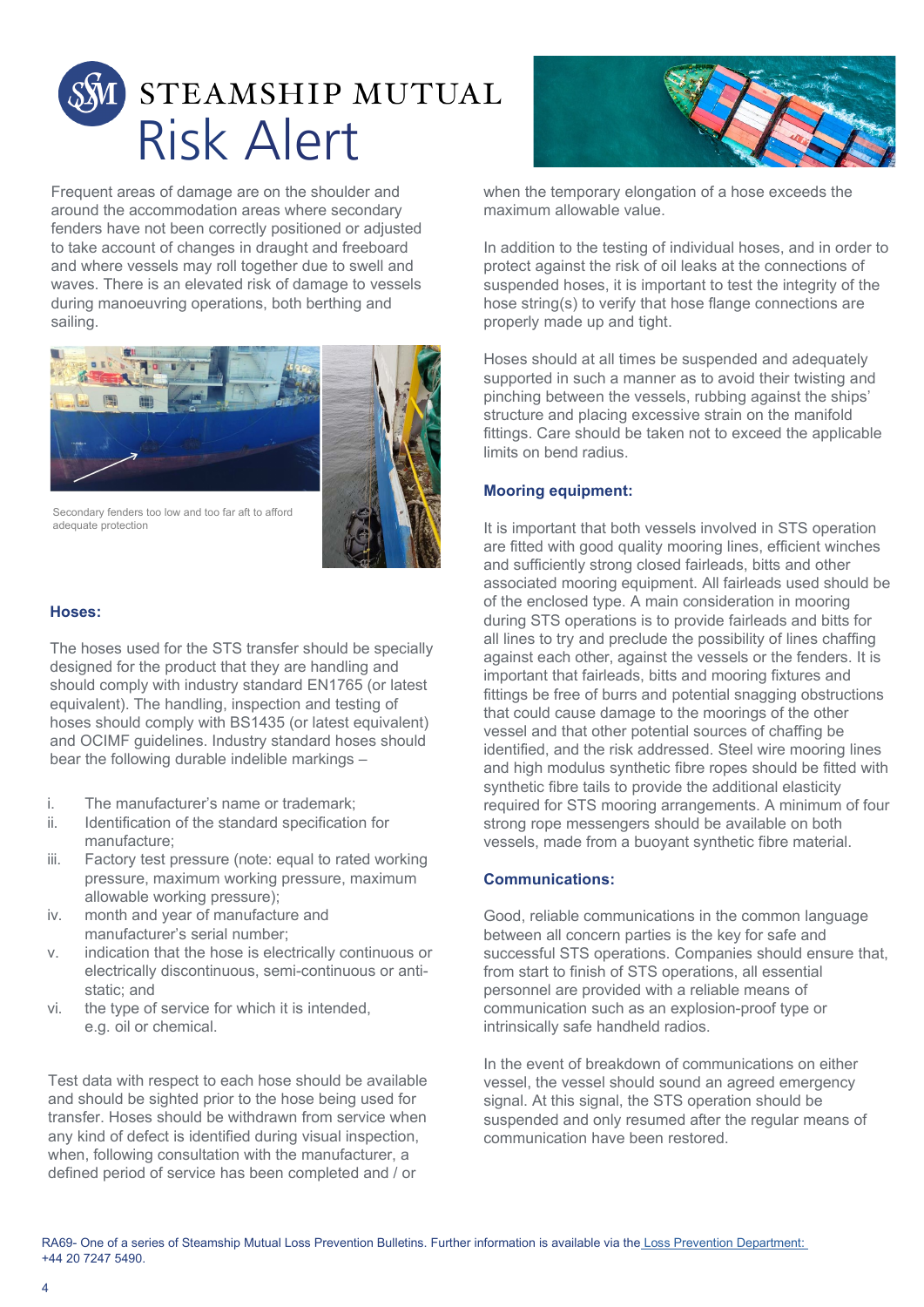Frequent areas of damage are on the shoulder and around the accommodation areas where secondary fenders have not been correctly positioned or adjusted to take account of changes in draught and freeboard and where vessels may roll together due to swell and waves. There is an elevated risk of damage to vessels during manoeuvring operations, both berthing and sailing.

Secondary fenders too low and too far aft to afford adequate protection

### Hoses:

The hoses used for the STS transfer should be specially designed for the product that they are handling and should comply with industry standard EN1765 (or latest equivalent). The handling, inspection and testing of hoses should comply with BS1435 (or latest equivalent) and OCIMF guidelines. Industry standard hoses should bear the following durable indelible markings –

i. The manufacturer's name or trademark;
ii. Identification of the standard specification for manufacture;
iii. Factory test pressure (note: equal to rated working pressure, maximum working pressure, maximum allowable working pressure);
iv. month and year of manufacture and manufacturer's serial number;
v. indication that the hose is electrically continuous or electrically discontinuous, semi-continuous or anti-static; and
vi. the type of service for which it is intended, e.g. oil or chemical.

Test data with respect to each hose should be available and should be sighted prior to the hose being used for transfer. Hoses should be withdrawn from service when any kind of defect is identified during visual inspection, when, following consultation with the manufacturer, a defined period of service has been completed and / or when the temporary elongation of a hose exceeds the maximum allowable value.

In addition to the testing of individual hoses, and in order to protect against the risk of oil leaks at the connections of suspended hoses, it is important to test the integrity of the hose string(s) to verify that hose flange connections are properly made up and tight.

Hoses should at all times be suspended and adequately supported in such a manner as to avoid their twisting and pinching between the vessels, rubbing against the ships' structure and placing excessive strain on the manifold fittings. Care should be taken not to exceed the applicable limits on bend radius.

### Mooring equipment:

It is important that both vessels involved in STS operation are fitted with good quality mooring lines, efficient winches and sufficiently strong closed fairleads, bitts and other associated mooring equipment. All fairleads used should be of the enclosed type. A main consideration in mooring during STS operations is to provide fairleads and bitts for all lines to try and preclude the possibility of lines chafing against each other, against the vessels or the fenders. It is important that fairleads, bitts and mooring fixtures and fittings be free of burrs and potential snagging obstructions that could cause damage to the moorings of the other vessel and that other potential sources of chaffing be identified, and the risk addressed. Steel wire mooring lines and high modulus synthetic fibre ropes should be fitted with synthetic fibre tails to provide the additional elasticity required for STS mooring arrangements. A minimum of four strong rope messengers should be available on both vessels, made from a buoyant synthetic fibre material.

### Communications:

Good, reliable communications in the common language between all concern parties is the key for safe and successful STS operations. Companies should ensure that, from start to finish of STS operations, all essential personnel are provided with a reliable means of communication such as an explosion-proof type or intrinsically safe handheld radios.

In the event of breakdown of communications on either vessel, the vessel should sound an agreed emergency signal. At this signal, the STS operation should be suspended and only resumed after the regular means of communication have been restored.

RA69- One of a series of Steamship Mutual Loss Prevention Bulletins. Further information is available via the Loss Prevention Department: +44 20 7247 5490.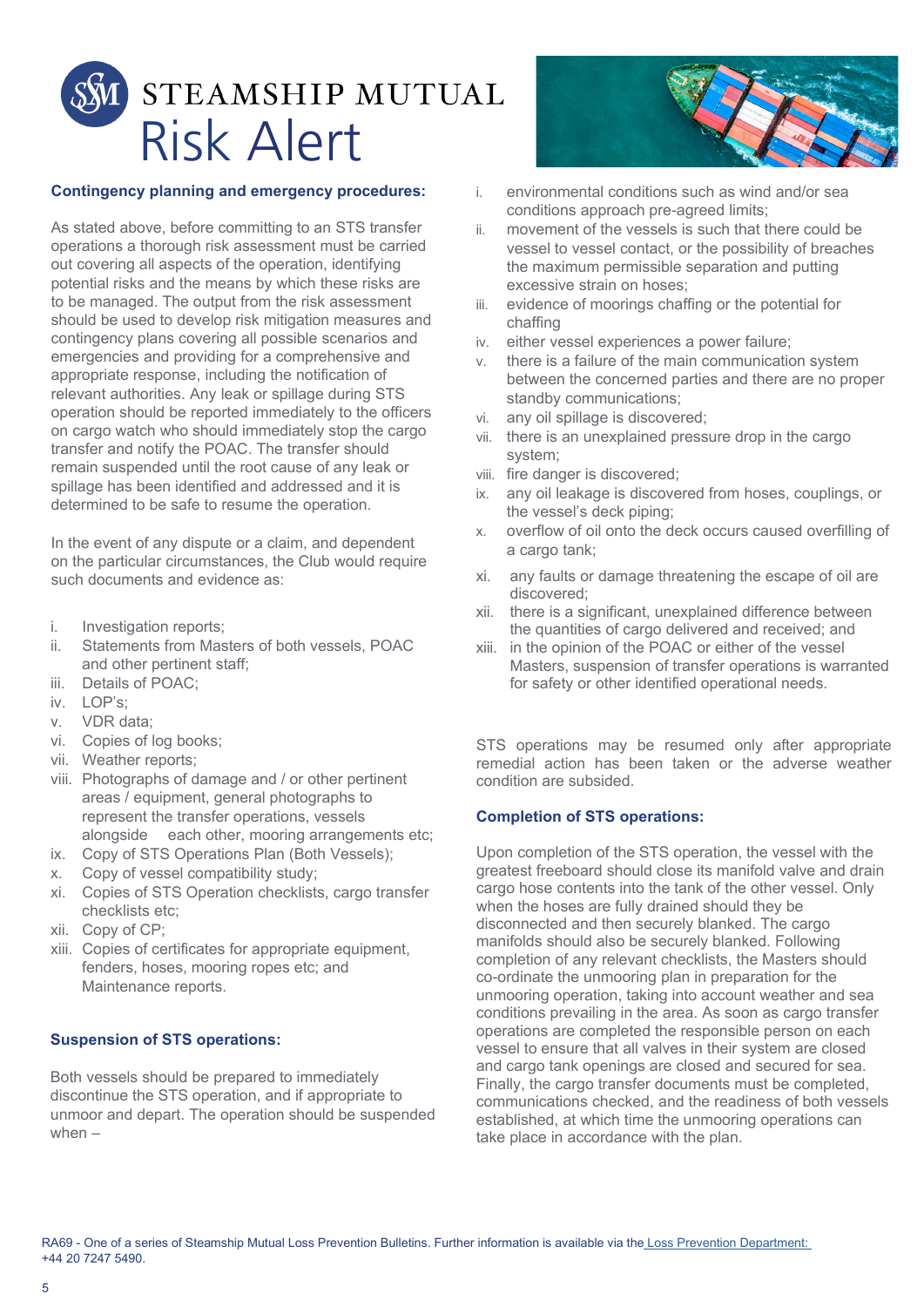### Contingency planning and emergency procedures:

As stated above, before committing to an STS transfer operations a thorough risk assessment must be carried out covering all aspects of the operation, identifying potential risks and the means by which these risks are to be managed. The output from the risk assessment should be used to develop risk mitigation measures and contingency plans covering all possible scenarios and emergencies and providing for a comprehensive and appropriate response, including the notification of relevant authorities. Any leak or spillage during STS operation should be reported immediately to the officers on cargo watch who should immediately stop the cargo transfer and notify the POAC. The transfer should remain suspended until the root cause of any leak or spillage has been identified and addressed and it is determined to be safe to resume the operation.

In the event of any dispute or a claim, and dependent on the particular circumstances, the Club would require such documents and evidence as:

- i. Investigation reports;
- ii. Statements from Masters of both vessels, POAC and other pertinent staff;
- iii. Details of POAC;
- iv. LOP's;
- v. VDR data;
- vi. Copies of log books;
- vii. Weather reports;
- viii. Photographs of damage and / or other pertinent areas / equipment, general photographs to represent the transfer operations, vessels alongside each other, mooring arrangements etc;
- ix. Copy of STS Operations Plan (Both Vessels);
- x. Copy of vessel compatibility study;
- xi. Copies of STS Operation checklists, cargo transfer checklists etc;
- xii. Copy of CP;
- xiii. Copies of certificates for appropriate equipment, fenders, hoses, mooring ropes etc; and Maintenance reports.

### Suspension of STS operations:

Both vessels should be prepared to immediately discontinue the STS operation, and if appropriate to unmoor and depart. The operation should be suspended when –

- i. environmental conditions such as wind and/or sea conditions approach pre-agreed limits;
- ii. movement of the vessels is such that there could be vessel to vessel contact, or the possibility of breaches the maximum permissible separation and putting excessive strain on hoses;
- iii. evidence of moorings chaffing or the potential for chaffing
- iv. either vessel experiences a power failure;
- v. there is a failure of the main communication system between the concerned parties and there are no proper standby communications;
- vi. any oil spillage is discovered;
- vii. there is an unexplained pressure drop in the cargo system;
- viii. fire danger is discovered;
- ix. any oil leakage is discovered from hoses, couplings, or the vessel's deck piping;
- x. overflow of oil onto the deck occurs caused overfilling of a cargo tank;
- xi. any faults or damage threatening the escape of oil are discovered;
- xii. there is a significant, unexplained difference between the quantities of cargo delivered and received; and
- xiii. in the opinion of the POAC or either of the vessel Masters, suspension of transfer operations is warranted for safety or other identified operational needs.

STS operations may be resumed only after appropriate remedial action has been taken or the adverse weather condition are subsided.

### Completion of STS operations:

Upon completion of the STS operation, the vessel with the greatest freeboard should close its manifold valve and drain cargo hose contents into the tank of the other vessel. Only when the hoses are fully drained should they be disconnected and then securely blanked. The cargo manifolds should also be securely blanked. Following completion of any relevant checklists, the Masters should co-ordinate the unmooring plan in preparation for the unmooring operation, taking into account weather and sea conditions prevailing in the area. As soon as cargo transfer operations are completed the responsible person on each vessel to ensure that all valves in their system are closed and cargo tank openings are closed and secured for sea. Finally, the cargo transfer documents must be completed, communications checked, and the readiness of both vessels established, at which time the unmooring operations can take place in accordance with the plan.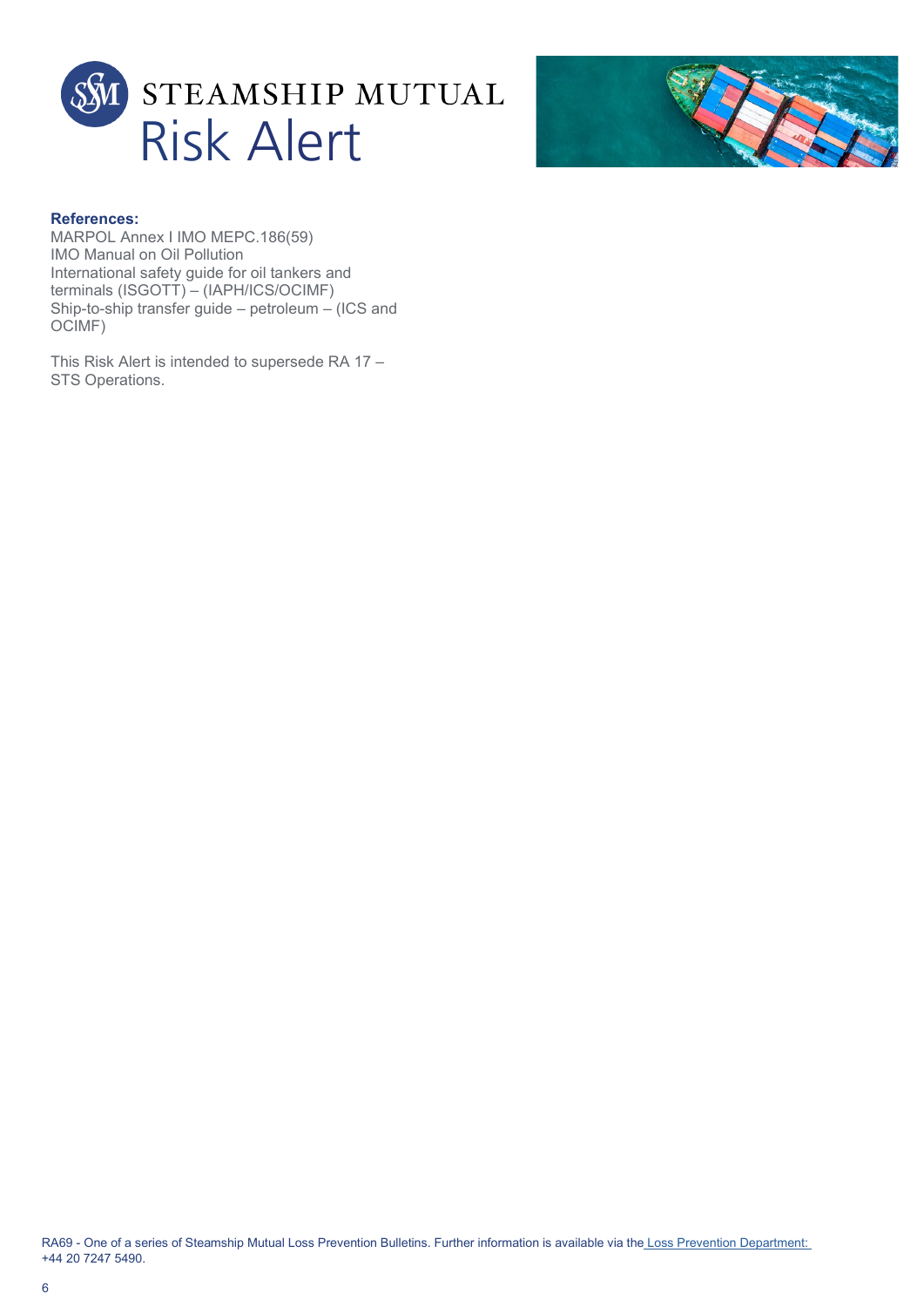**References:**

MARPOL Annex I IMO MEPC.186(59)
IMO Manual on Oil Pollution
International safety guide for oil tankers and terminals (ISGOTT) – (IAPH/ICS/OCIMF)
Ship-to-ship transfer guide – petroleum – (ICS and OCIMF)

This Risk Alert is intended to supersede RA 17 – STS Operations.

RA69 - One of a series of Steamship Mutual Loss Prevention Bulletins. Further information is available via the Loss Prevention Department: +44 20 7247 5490.